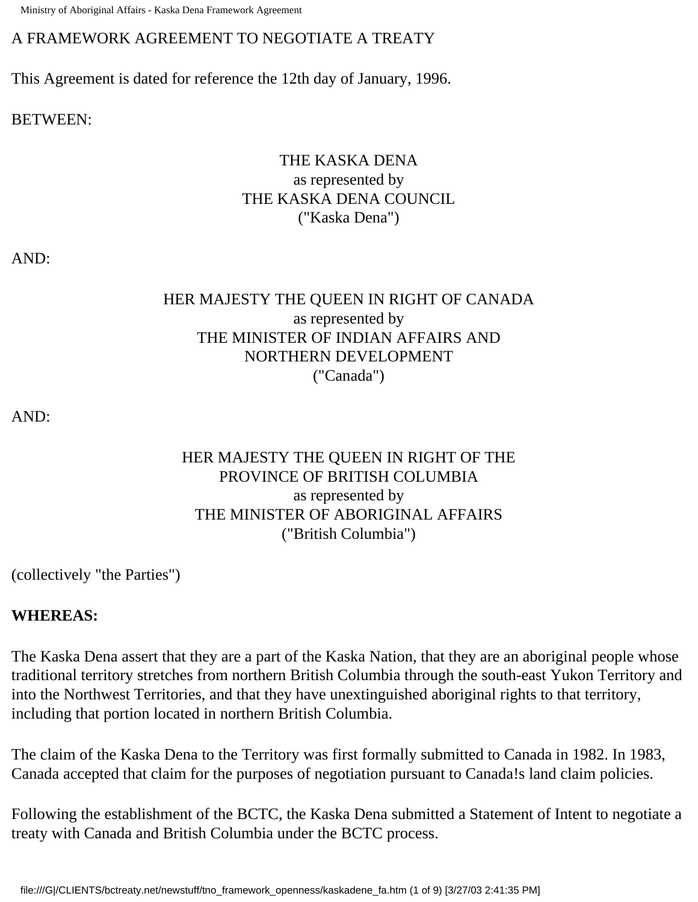# A FRAMEWORK AGREEMENT TO NEGOTIATE A TREATY

This Agreement is dated for reference the 12th day of January, 1996.

BETWEEN:

THE KASKA DENA
as represented by
THE KASKA DENA COUNCIL
("Kaska Dena")

AND:

HER MAJESTY THE QUEEN IN RIGHT OF CANADA
as represented by
THE MINISTER OF INDIAN AFFAIRS AND NORTHERN DEVELOPMENT
("Canada")

AND:

HER MAJESTY THE QUEEN IN RIGHT OF THE PROVINCE OF BRITISH COLUMBIA
as represented by
THE MINISTER OF ABORIGINAL AFFAIRS
("British Columbia")

(collectively "the Parties")

**WHEREAS:**

The Kaska Dena assert that they are a part of the Kaska Nation, that they are an aboriginal people whose traditional territory stretches from northern British Columbia through the south-east Yukon Territory and into the Northwest Territories, and that they have unextinguished aboriginal rights to that territory, including that portion located in northern British Columbia.

The claim of the Kaska Dena to the Territory was first formally submitted to Canada in 1982. In 1983, Canada accepted that claim for the purposes of negotiation pursuant to Canada!s land claim policies.

Following the establishment of the BCTC, the Kaska Dena submitted a Statement of Intent to negotiate a treaty with Canada and British Columbia under the BCTC process.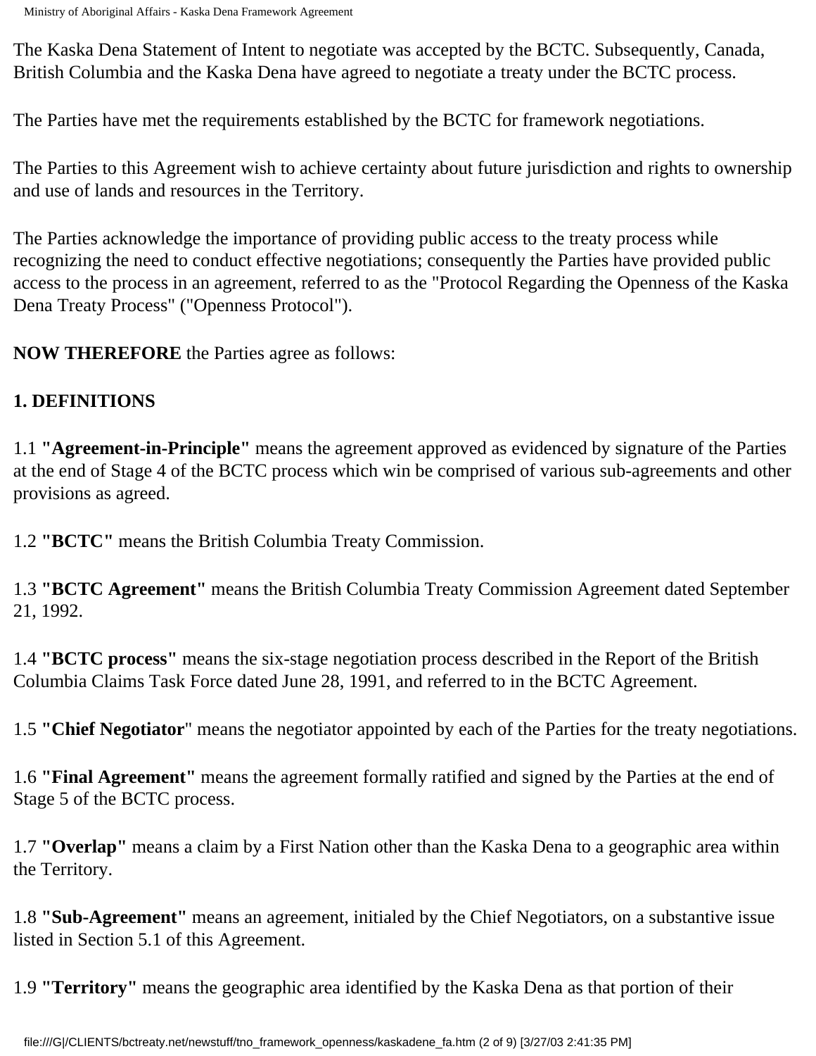The Kaska Dena Statement of Intent to negotiate was accepted by the BCTC. Subsequently, Canada, British Columbia and the Kaska Dena have agreed to negotiate a treaty under the BCTC process.

The Parties have met the requirements established by the BCTC for framework negotiations.

The Parties to this Agreement wish to achieve certainty about future jurisdiction and rights to ownership and use of lands and resources in the Territory.

The Parties acknowledge the importance of providing public access to the treaty process while recognizing the need to conduct effective negotiations; consequently the Parties have provided public access to the process in an agreement, referred to as the "Protocol Regarding the Openness of the Kaska Dena Treaty Process" ("Openness Protocol").

**NOW THEREFORE** the Parties agree as follows:

**1. DEFINITIONS**

1.1 **"Agreement-in-Principle"** means the agreement approved as evidenced by signature of the Parties at the end of Stage 4 of the BCTC process which win be comprised of various sub-agreements and other provisions as agreed.

1.2 **"BCTC"** means the British Columbia Treaty Commission.

1.3 **"BCTC Agreement"** means the British Columbia Treaty Commission Agreement dated September 21, 1992.

1.4 **"BCTC process"** means the six-stage negotiation process described in the Report of the British Columbia Claims Task Force dated June 28, 1991, and referred to in the BCTC Agreement.

1.5 **"Chief Negotiator**" means the negotiator appointed by each of the Parties for the treaty negotiations.

1.6 **"Final Agreement"** means the agreement formally ratified and signed by the Parties at the end of Stage 5 of the BCTC process.

1.7 **"Overlap"** means a claim by a First Nation other than the Kaska Dena to a geographic area within the Territory.

1.8 **"Sub-Agreement"** means an agreement, initialed by the Chief Negotiators, on a substantive issue listed in Section 5.1 of this Agreement.

1.9 **"Territory"** means the geographic area identified by the Kaska Dena as that portion of their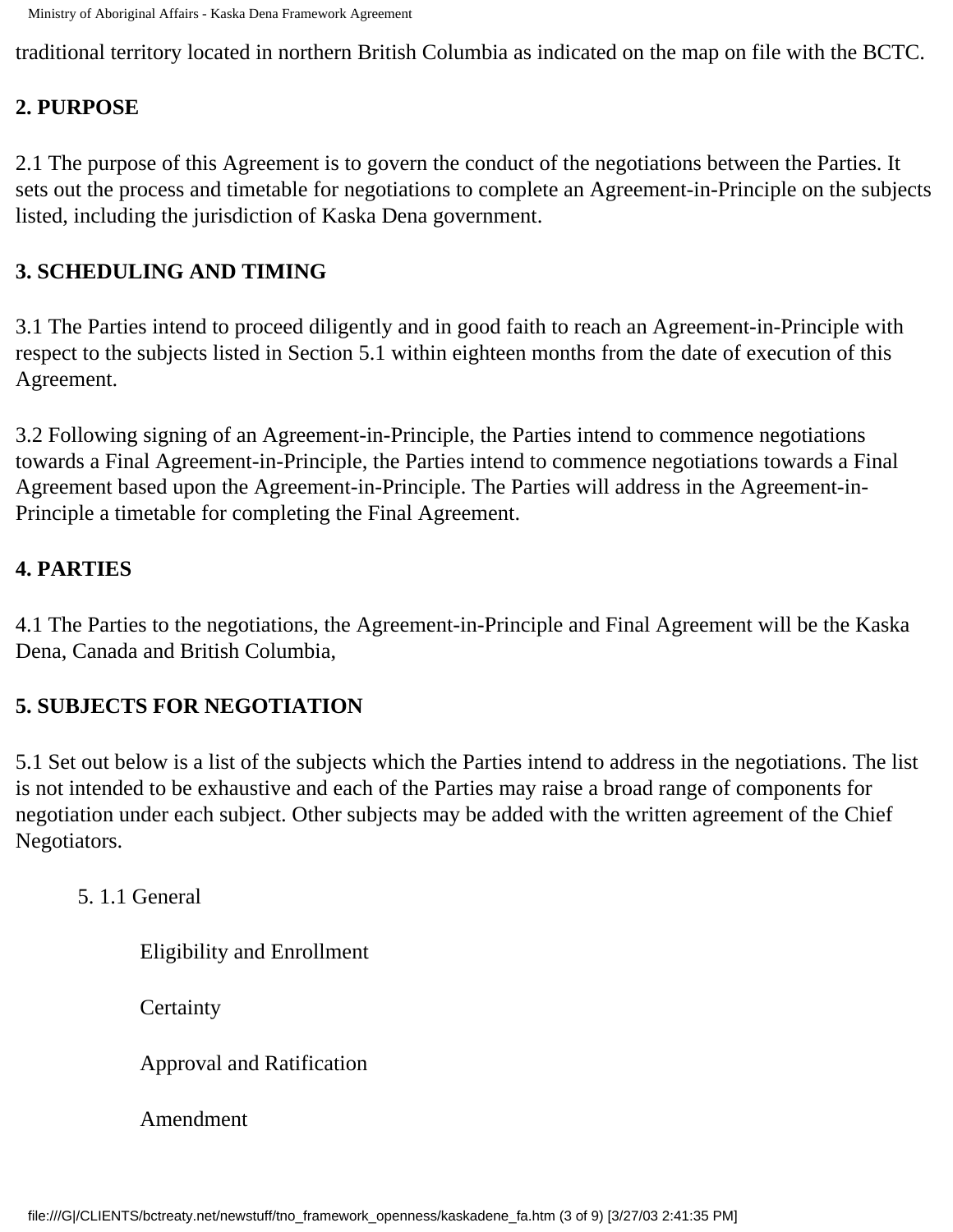traditional territory located in northern British Columbia as indicated on the map on file with the BCTC.

**2. PURPOSE**

2.1 The purpose of this Agreement is to govern the conduct of the negotiations between the Parties. It sets out the process and timetable for negotiations to complete an Agreement-in-Principle on the subjects listed, including the jurisdiction of Kaska Dena government.

**3. SCHEDULING AND TIMING**

3.1 The Parties intend to proceed diligently and in good faith to reach an Agreement-in-Principle with respect to the subjects listed in Section 5.1 within eighteen months from the date of execution of this Agreement.

3.2 Following signing of an Agreement-in-Principle, the Parties intend to commence negotiations towards a Final Agreement-in-Principle, the Parties intend to commence negotiations towards a Final Agreement based upon the Agreement-in-Principle. The Parties will address in the Agreement-in-Principle a timetable for completing the Final Agreement.

**4. PARTIES**

4.1 The Parties to the negotiations, the Agreement-in-Principle and Final Agreement will be the Kaska Dena, Canada and British Columbia,

**5. SUBJECTS FOR NEGOTIATION**

5.1 Set out below is a list of the subjects which the Parties intend to address in the negotiations. The list is not intended to be exhaustive and each of the Parties may raise a broad range of components for negotiation under each subject. Other subjects may be added with the written agreement of the Chief Negotiators.

5. 1.1 General

Eligibility and Enrollment

Certainty

Approval and Ratification

Amendment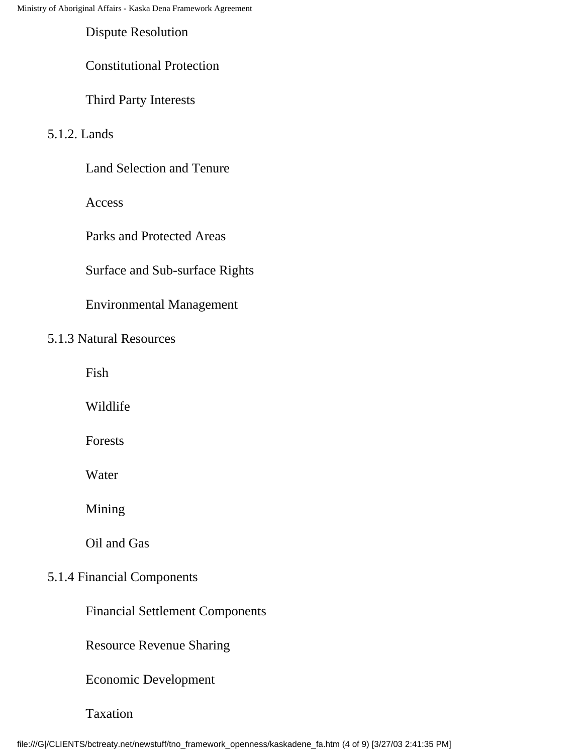Dispute Resolution

Constitutional Protection

Third Party Interests

5.1.2. Lands

Land Selection and Tenure

Access

Parks and Protected Areas

Surface and Sub-surface Rights

Environmental Management

5.1.3 Natural Resources

Fish

Wildlife

Forests

Water

Mining

Oil and Gas

5.1.4 Financial Components

Financial Settlement Components

Resource Revenue Sharing

Economic Development

Taxation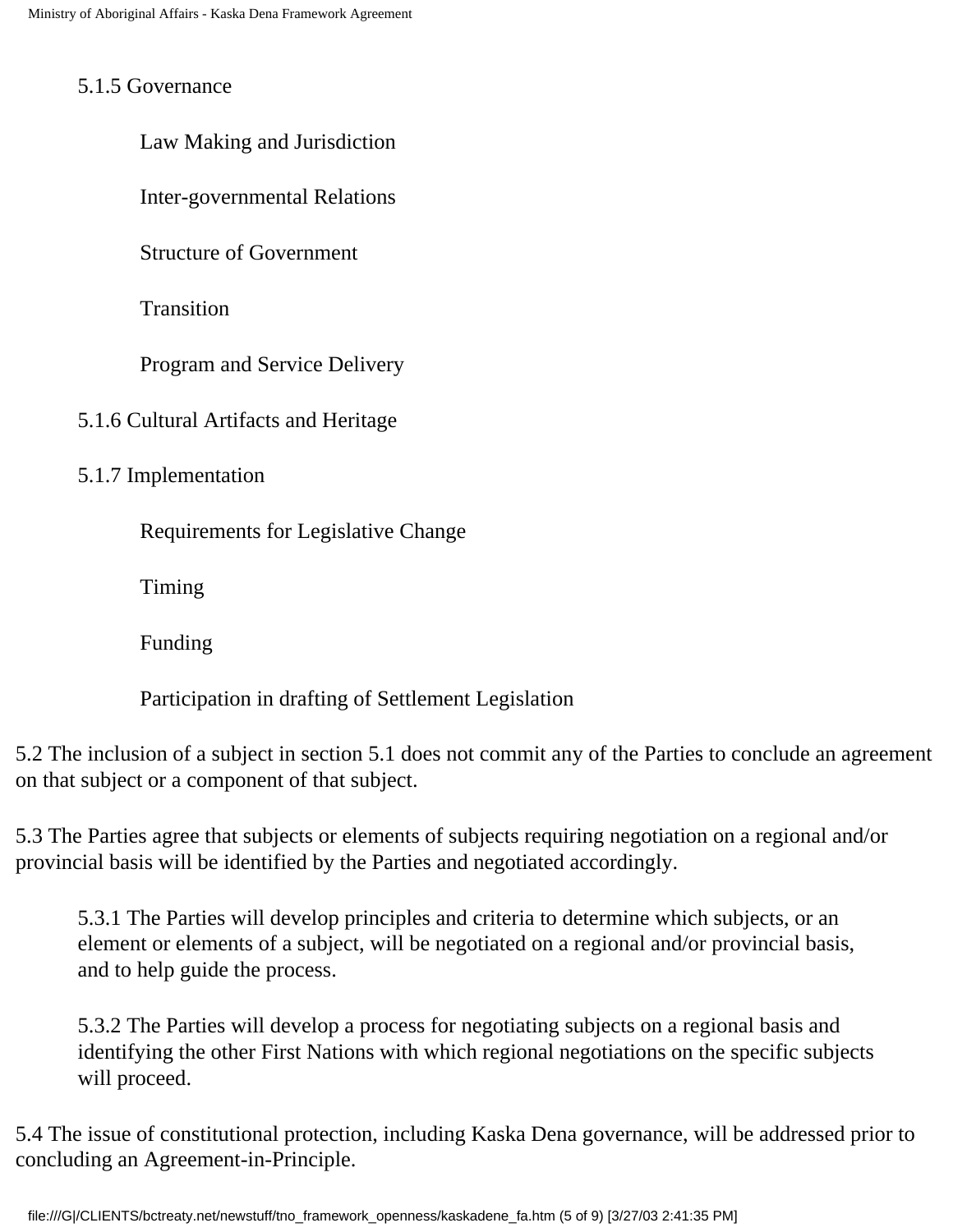5.1.5 Governance

- Law Making and Jurisdiction
- Inter-governmental Relations
- Structure of Government
- Transition
- Program and Service Delivery

5.1.6 Cultural Artifacts and Heritage

5.1.7 Implementation

- Requirements for Legislative Change
- Timing
- Funding
- Participation in drafting of Settlement Legislation

5.2 The inclusion of a subject in section 5.1 does not commit any of the Parties to conclude an agreement on that subject or a component of that subject.

5.3 The Parties agree that subjects or elements of subjects requiring negotiation on a regional and/or provincial basis will be identified by the Parties and negotiated accordingly.

> 5.3.1 The Parties will develop principles and criteria to determine which subjects, or an element or elements of a subject, will be negotiated on a regional and/or provincial basis, and to help guide the process.
>
> 5.3.2 The Parties will develop a process for negotiating subjects on a regional basis and identifying the other First Nations with which regional negotiations on the specific subjects will proceed.

5.4 The issue of constitutional protection, including Kaska Dena governance, will be addressed prior to concluding an Agreement-in-Principle.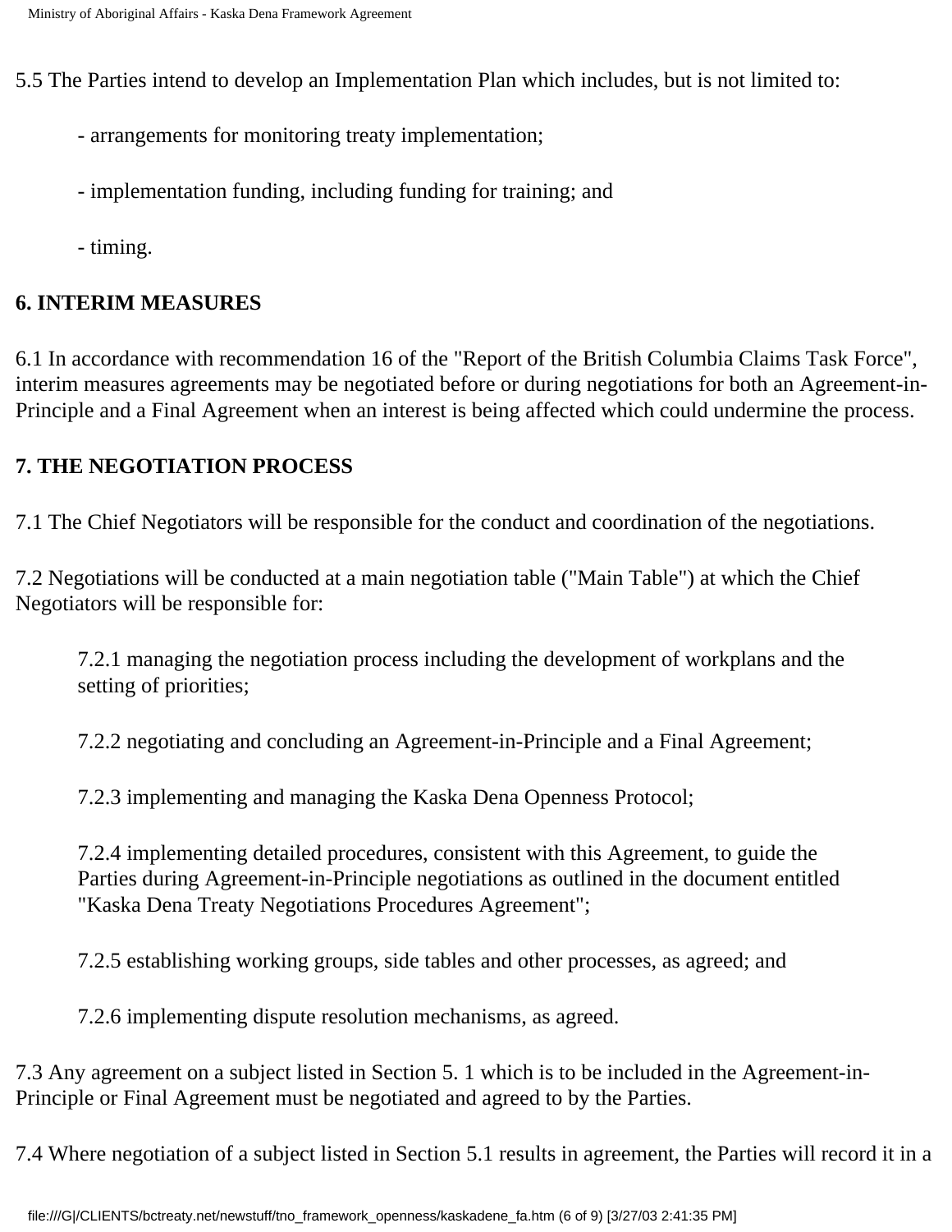5.5 The Parties intend to develop an Implementation Plan which includes, but is not limited to:

- arrangements for monitoring treaty implementation;
- implementation funding, including funding for training; and
- timing.

**6. INTERIM MEASURES**

6.1 In accordance with recommendation 16 of the "Report of the British Columbia Claims Task Force", interim measures agreements may be negotiated before or during negotiations for both an Agreement-in-Principle and a Final Agreement when an interest is being affected which could undermine the process.

**7. THE NEGOTIATION PROCESS**

7.1 The Chief Negotiators will be responsible for the conduct and coordination of the negotiations.

7.2 Negotiations will be conducted at a main negotiation table ("Main Table") at which the Chief Negotiators will be responsible for:

> 7.2.1 managing the negotiation process including the development of workplans and the setting of priorities;
>
> 7.2.2 negotiating and concluding an Agreement-in-Principle and a Final Agreement;
>
> 7.2.3 implementing and managing the Kaska Dena Openness Protocol;
>
> 7.2.4 implementing detailed procedures, consistent with this Agreement, to guide the Parties during Agreement-in-Principle negotiations as outlined in the document entitled "Kaska Dena Treaty Negotiations Procedures Agreement";
>
> 7.2.5 establishing working groups, side tables and other processes, as agreed; and
>
> 7.2.6 implementing dispute resolution mechanisms, as agreed.

7.3 Any agreement on a subject listed in Section 5. 1 which is to be included in the Agreement-in-Principle or Final Agreement must be negotiated and agreed to by the Parties.

7.4 Where negotiation of a subject listed in Section 5.1 results in agreement, the Parties will record it in a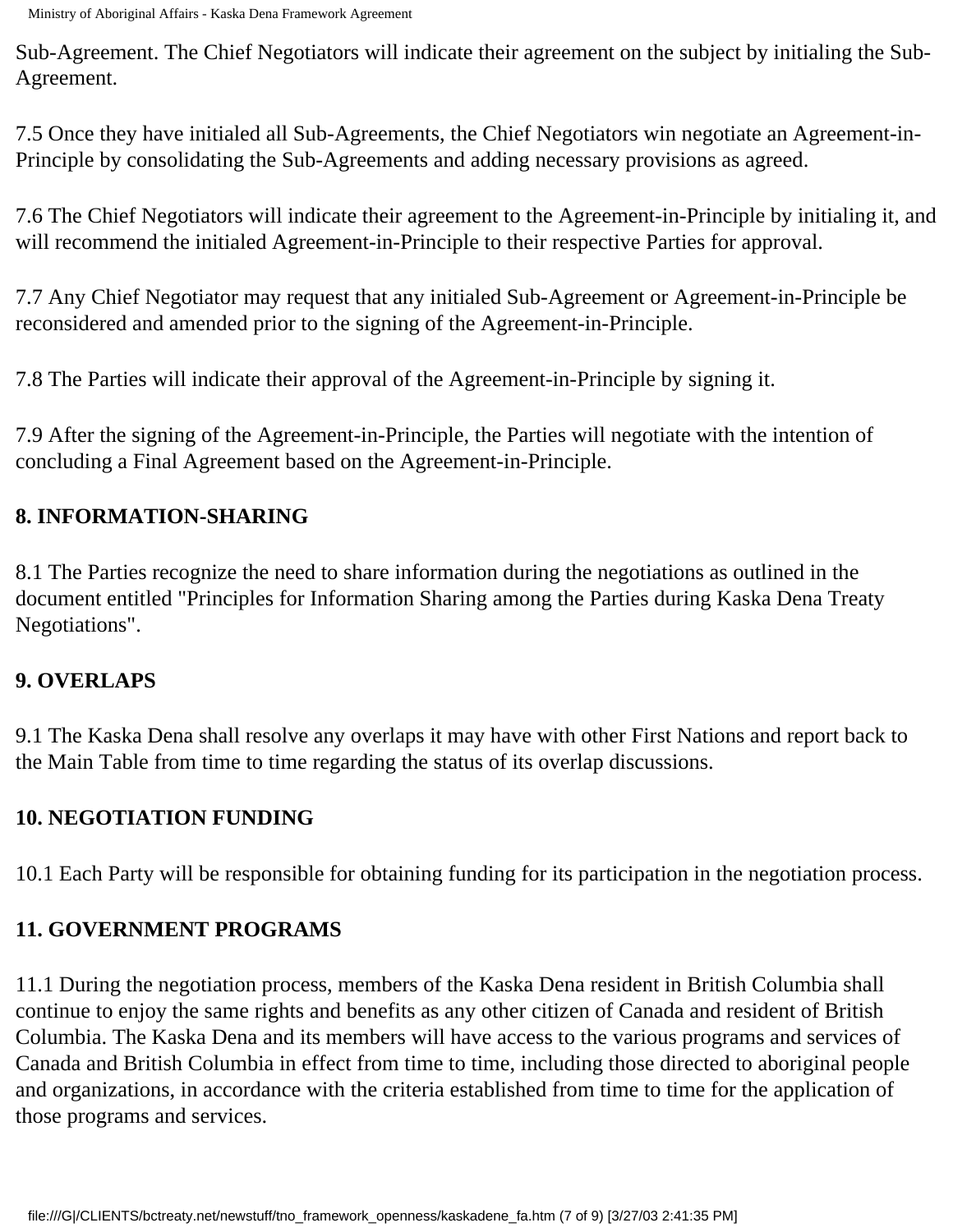Sub-Agreement. The Chief Negotiators will indicate their agreement on the subject by initialing the Sub-Agreement.

7.5 Once they have initialed all Sub-Agreements, the Chief Negotiators win negotiate an Agreement-in-Principle by consolidating the Sub-Agreements and adding necessary provisions as agreed.

7.6 The Chief Negotiators will indicate their agreement to the Agreement-in-Principle by initialing it, and will recommend the initialed Agreement-in-Principle to their respective Parties for approval.

7.7 Any Chief Negotiator may request that any initialed Sub-Agreement or Agreement-in-Principle be reconsidered and amended prior to the signing of the Agreement-in-Principle.

7.8 The Parties will indicate their approval of the Agreement-in-Principle by signing it.

7.9 After the signing of the Agreement-in-Principle, the Parties will negotiate with the intention of concluding a Final Agreement based on the Agreement-in-Principle.

**8. INFORMATION-SHARING**

8.1 The Parties recognize the need to share information during the negotiations as outlined in the document entitled "Principles for Information Sharing among the Parties during Kaska Dena Treaty Negotiations".

**9. OVERLAPS**

9.1 The Kaska Dena shall resolve any overlaps it may have with other First Nations and report back to the Main Table from time to time regarding the status of its overlap discussions.

**10. NEGOTIATION FUNDING**

10.1 Each Party will be responsible for obtaining funding for its participation in the negotiation process.

**11. GOVERNMENT PROGRAMS**

11.1 During the negotiation process, members of the Kaska Dena resident in British Columbia shall continue to enjoy the same rights and benefits as any other citizen of Canada and resident of British Columbia. The Kaska Dena and its members will have access to the various programs and services of Canada and British Columbia in effect from time to time, including those directed to aboriginal people and organizations, in accordance with the criteria established from time to time for the application of those programs and services.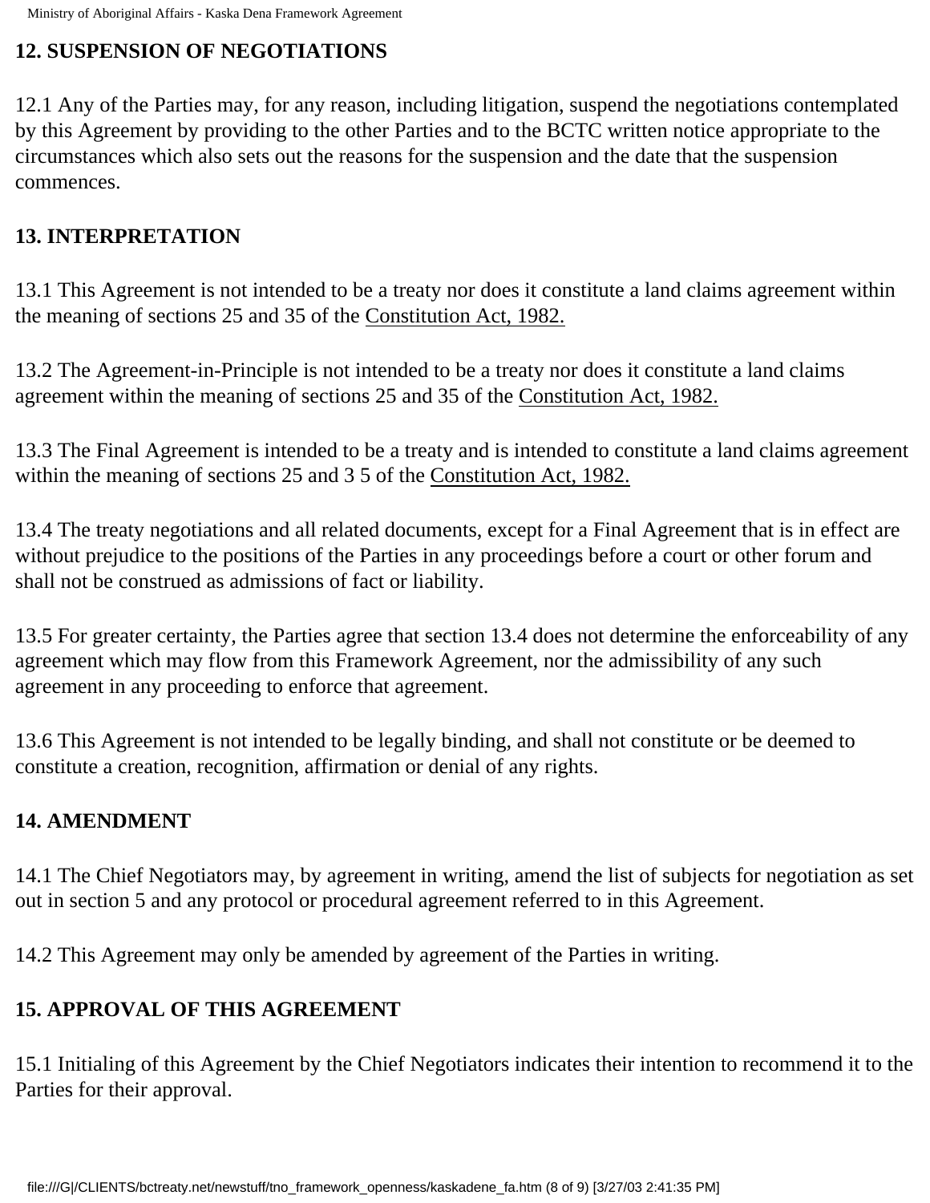## 12. SUSPENSION OF NEGOTIATIONS

12.1 Any of the Parties may, for any reason, including litigation, suspend the negotiations contemplated by this Agreement by providing to the other Parties and to the BCTC written notice appropriate to the circumstances which also sets out the reasons for the suspension and the date that the suspension commences.

## 13. INTERPRETATION

13.1 This Agreement is not intended to be a treaty nor does it constitute a land claims agreement within the meaning of sections 25 and 35 of the Constitution Act, 1982.

13.2 The Agreement-in-Principle is not intended to be a treaty nor does it constitute a land claims agreement within the meaning of sections 25 and 35 of the Constitution Act, 1982.

13.3 The Final Agreement is intended to be a treaty and is intended to constitute a land claims agreement within the meaning of sections 25 and 3 5 of the Constitution Act, 1982.

13.4 The treaty negotiations and all related documents, except for a Final Agreement that is in effect are without prejudice to the positions of the Parties in any proceedings before a court or other forum and shall not be construed as admissions of fact or liability.

13.5 For greater certainty, the Parties agree that section 13.4 does not determine the enforceability of any agreement which may flow from this Framework Agreement, nor the admissibility of any such agreement in any proceeding to enforce that agreement.

13.6 This Agreement is not intended to be legally binding, and shall not constitute or be deemed to constitute a creation, recognition, affirmation or denial of any rights.

## 14. AMENDMENT

14.1 The Chief Negotiators may, by agreement in writing, amend the list of subjects for negotiation as set out in section 5 and any protocol or procedural agreement referred to in this Agreement.

14.2 This Agreement may only be amended by agreement of the Parties in writing.

## 15. APPROVAL OF THIS AGREEMENT

15.1 Initialing of this Agreement by the Chief Negotiators indicates their intention to recommend it to the Parties for their approval.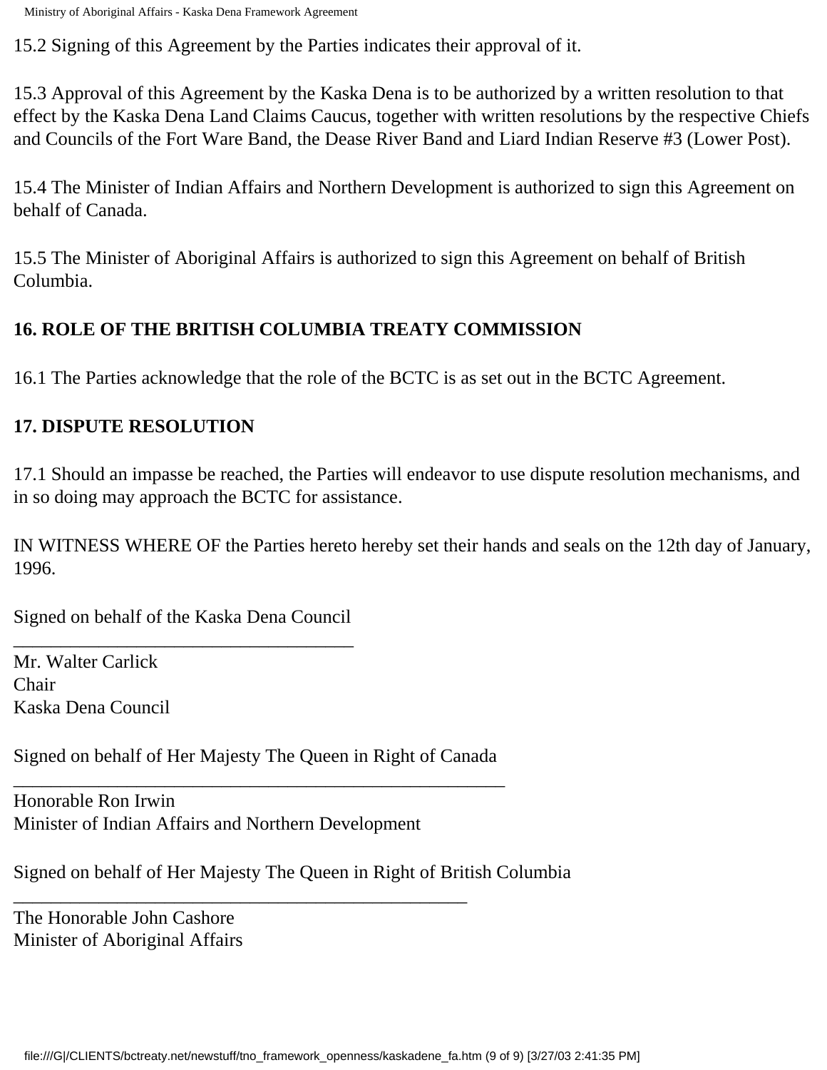15.2 Signing of this Agreement by the Parties indicates their approval of it.

15.3 Approval of this Agreement by the Kaska Dena is to be authorized by a written resolution to that effect by the Kaska Dena Land Claims Caucus, together with written resolutions by the respective Chiefs and Councils of the Fort Ware Band, the Dease River Band and Liard Indian Reserve #3 (Lower Post).

15.4 The Minister of Indian Affairs and Northern Development is authorized to sign this Agreement on behalf of Canada.

15.5 The Minister of Aboriginal Affairs is authorized to sign this Agreement on behalf of British Columbia.

**16. ROLE OF THE BRITISH COLUMBIA TREATY COMMISSION**

16.1 The Parties acknowledge that the role of the BCTC is as set out in the BCTC Agreement.

**17. DISPUTE RESOLUTION**

17.1 Should an impasse be reached, the Parties will endeavor to use dispute resolution mechanisms, and in so doing may approach the BCTC for assistance.

IN WITNESS WHERE OF the Parties hereto hereby set their hands and seals on the 12th day of January, 1996.

Signed on behalf of the Kaska Dena Council

___________________________________

Mr. Walter Carlick
Chair
Kaska Dena Council

Signed on behalf of Her Majesty The Queen in Right of Canada

_____________________________________________________

Honorable Ron Irwin
Minister of Indian Affairs and Northern Development

Signed on behalf of Her Majesty The Queen in Right of British Columbia

_______________________________________________

The Honorable John Cashore
Minister of Aboriginal Affairs